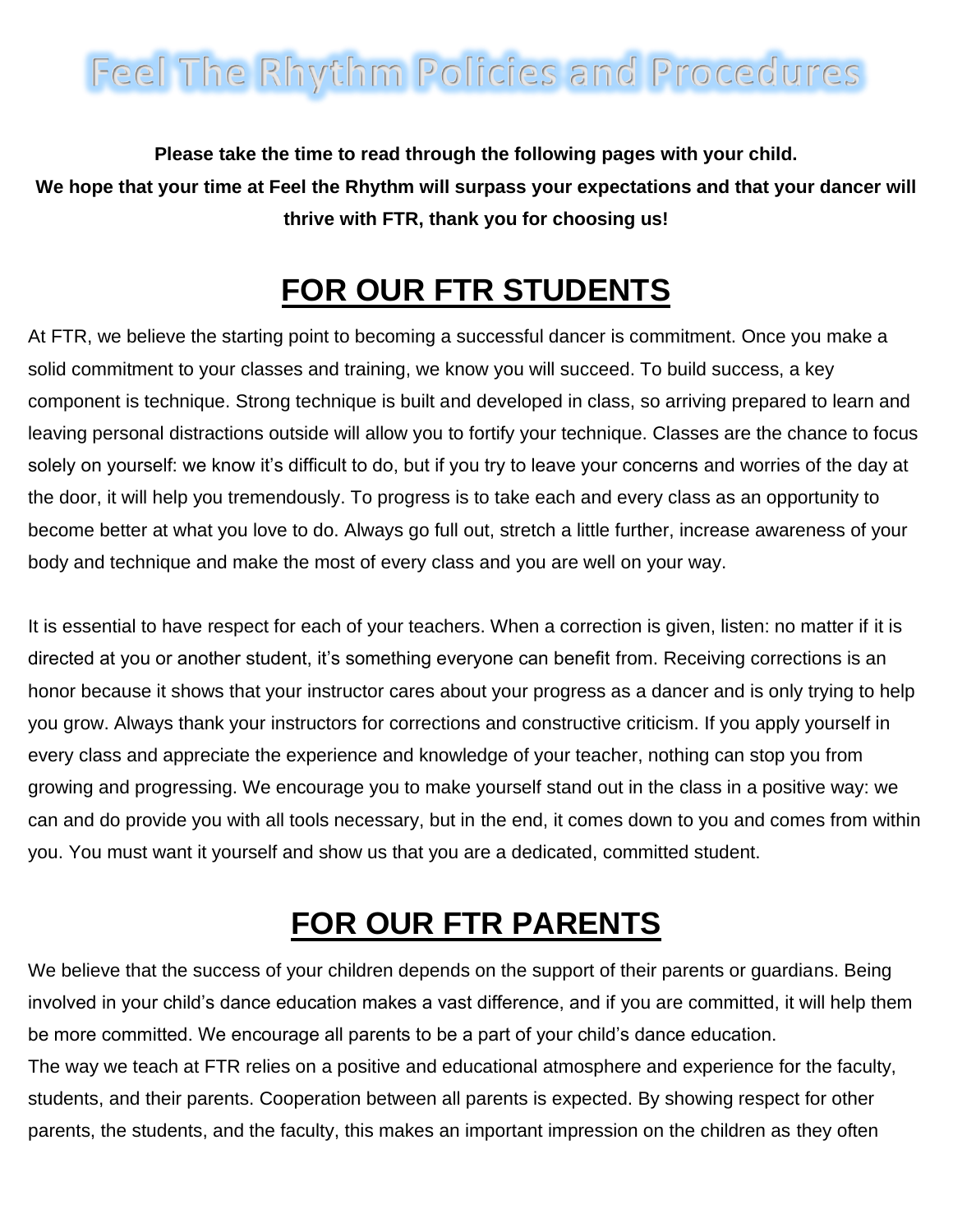# Feel The Rhythm Policies and Procedures

**Please take the time to read through the following pages with your child. We hope that your time at Feel the Rhythm will surpass your expectations and that your dancer will thrive with FTR, thank you for choosing us!**

## FOR OUR FTR STUDENTS

At FTR, we believe the starting point to becoming a successful dancer is commitment. Once you make a solid commitment to your classes and training, we know you will succeed. To build success, a key component is technique. Strong technique is built and developed in class, so arriving prepared to learn and leaving personal distractions outside will allow you to fortify your technique. Classes are the chance to focus solely on yourself: we know it's difficult to do, but if you try to leave your concerns and worries of the day at the door, it will help you tremendously. To progress is to take each and every class as an opportunity to become better at what you love to do. Always go full out, stretch a little further, increase awareness of your body and technique and make the most of every class and you are well on your way.

It is essential to have respect for each of your teachers. When a correction is given, listen: no matter if it is directed at you or another student, it's something everyone can benefit from. Receiving corrections is an honor because it shows that your instructor cares about your progress as a dancer and is only trying to help you grow. Always thank your instructors for corrections and constructive criticism. If you apply yourself in every class and appreciate the experience and knowledge of your teacher, nothing can stop you from growing and progressing. We encourage you to make yourself stand out in the class in a positive way: we can and do provide you with all tools necessary, but in the end, it comes down to you and comes from within you. You must want it yourself and show us that you are a dedicated, committed student.

## FOR OUR FTR PARENTS

We believe that the success of your children depends on the support of their parents or guardians. Being involved in your child's dance education makes a vast difference, and if you are committed, it will help them be more committed. We encourage all parents to be a part of your child's dance education.

The way we teach at FTR relies on a positive and educational atmosphere and experience for the faculty, students, and their parents. Cooperation between all parents is expected. By showing respect for other parents, the students, and the faculty, this makes an important impression on the children as they often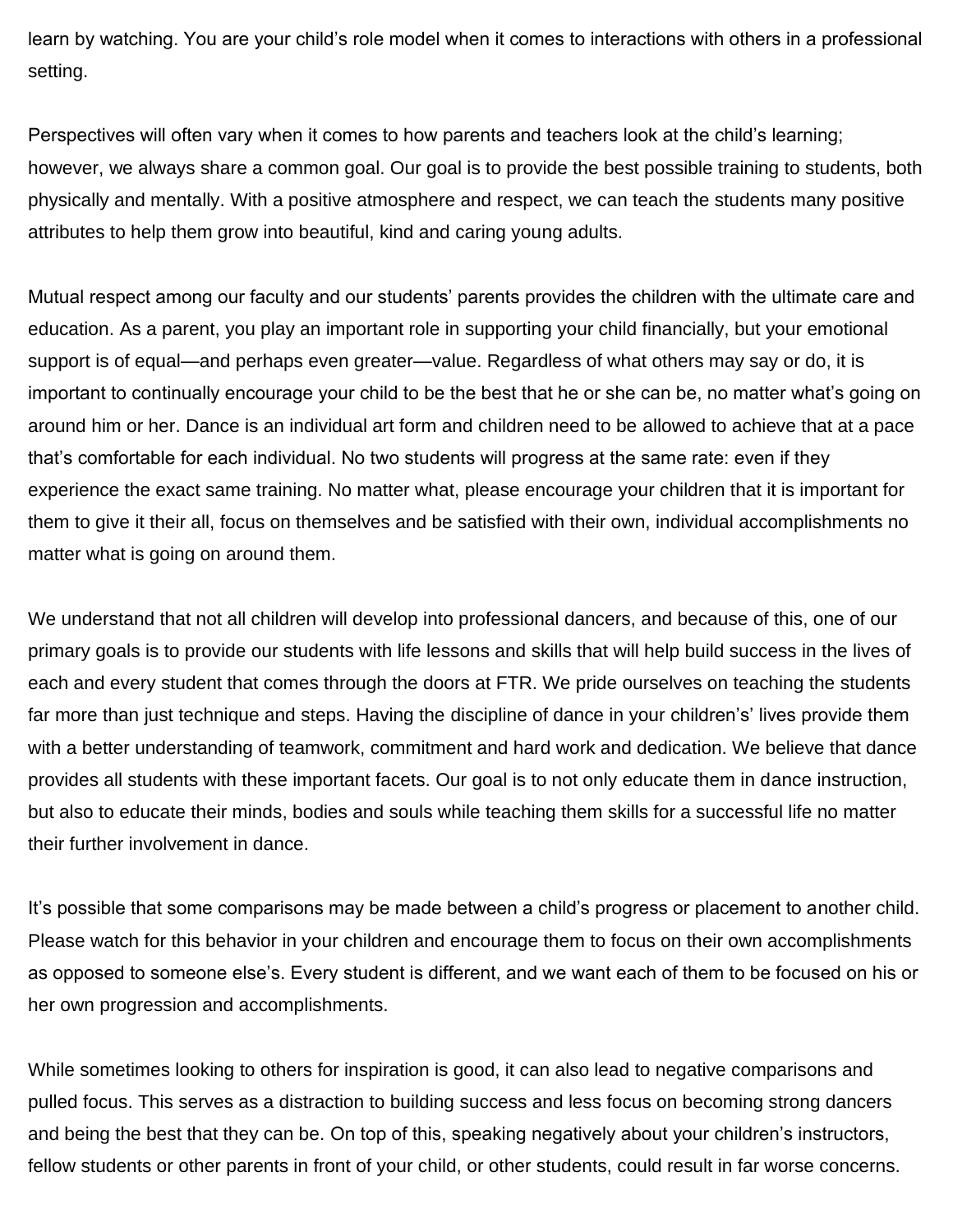learn by watching. You are your child's role model when it comes to interactions with others in a professional setting.

Perspectives will often vary when it comes to how parents and teachers look at the child's learning; however, we always share a common goal. Our goal is to provide the best possible training to students, both physically and mentally. With a positive atmosphere and respect, we can teach the students many positive attributes to help them grow into beautiful, kind and caring young adults.

Mutual respect among our faculty and our students' parents provides the children with the ultimate care and education. As a parent, you play an important role in supporting your child financially, but your emotional support is of equal—and perhaps even greater—value. Regardless of what others may say or do, it is important to continually encourage your child to be the best that he or she can be, no matter what's going on around him or her. Dance is an individual art form and children need to be allowed to achieve that at a pace that's comfortable for each individual. No two students will progress at the same rate: even if they experience the exact same training. No matter what, please encourage your children that it is important for them to give it their all, focus on themselves and be satisfied with their own, individual accomplishments no matter what is going on around them.

We understand that not all children will develop into professional dancers, and because of this, one of our primary goals is to provide our students with life lessons and skills that will help build success in the lives of each and every student that comes through the doors at FTR. We pride ourselves on teaching the students far more than just technique and steps. Having the discipline of dance in your childrens's' lives provide them with a better understanding of teamwork, commitment and hard work and dedication. We believe that dance provides all students with these important facets. Our goal is to not only educate them in dance instruction, but also to educate their minds, bodies and souls while teaching them skills for a successful life no matter their further involvement in dance.

It's possible that some comparisons may be made between a child's progress or placement to another child. Please watch for this behavior in your children and encourage them to focus on their own accomplishments as opposed to someone else's. Every student is different, and we want each of them to be focused on his or her own progression and accomplishments.

While sometimes looking to others for inspiration is good, it can also lead to negative comparisons and pulled focus. This serves as a distraction to building success and less focus on becoming strong dancers and being the best that they can be. On top of this, speaking negatively about your children's instructors, fellow students or other parents in front of your child, or other students, could result in far worse concerns.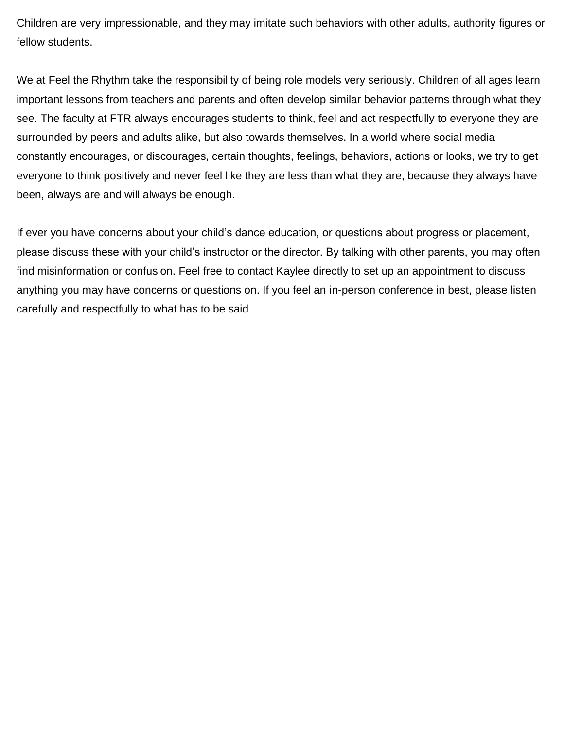Children are very impressionable, and they may imitate such behaviors with other adults, authority figures or fellow students.

We at Feel the Rhythm take the responsibility of being role models very seriously. Children of all ages learn important lessons from teachers and parents and often develop similar behavior patterns through what they see. The faculty at FTR always encourages students to think, feel and act respectfully to everyone they are surrounded by peers and adults alike, but also towards themselves. In a world where social media constantly encourages, or discourages, certain thoughts, feelings, behaviors, actions or looks, we try to get everyone to think positively and never feel like they are less than what they are, because they always have been, always are and will always be enough.

If ever you have concerns about your child's dance education, or questions about progress or placement, please discuss these with your child's instructor or the director. By talking with other parents, you may often find misinformation or confusion. Feel free to contact Kaylee directly to set up an appointment to discuss anything you may have concerns or questions on. If you feel an in-person conference in best, please listen carefully and respectfully to what has to be said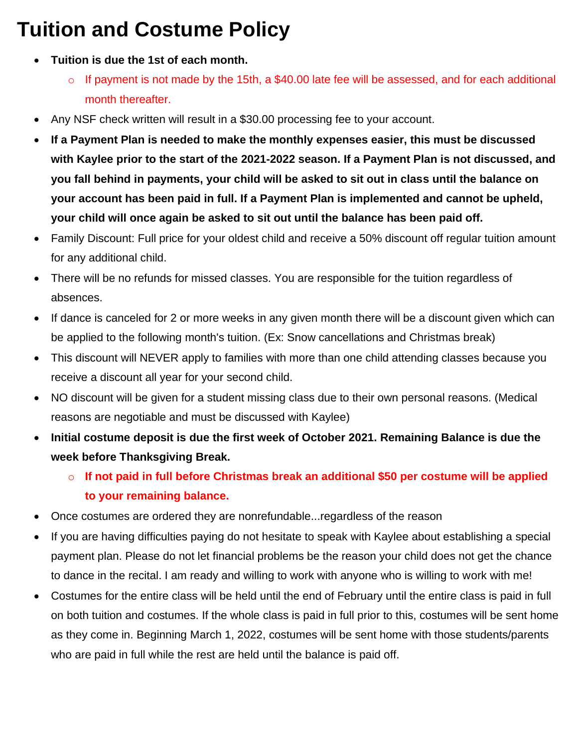# Tuition and Costume Policy

- **Tuition is due the 1st of each month.**
  - If payment is not made by the 15th, a $40.00 late fee will be assessed, and for each additional month thereafter.
- Any NSF check written will result in a $30.00 processing fee to your account.
- **If a Payment Plan is needed to make the monthly expenses easier, this must be discussed with Kaylee prior to the start of the 2021-2022 season. If a Payment Plan is not discussed, and you fall behind in payments, your child will be asked to sit out in class until the balance on your account has been paid in full. If a Payment Plan is implemented and cannot be upheld, your child will once again be asked to sit out until the balance has been paid off.**
- Family Discount: Full price for your oldest child and receive a 50% discount off regular tuition amount for any additional child.
- There will be no refunds for missed classes. You are responsible for the tuition regardless of absences.
- If dance is canceled for 2 or more weeks in any given month there will be a discount given which can be applied to the following month's tuition. (Ex: Snow cancellations and Christmas break)
- This discount will NEVER apply to families with more than one child attending classes because you receive a discount all year for your second child.
- NO discount will be given for a student missing class due to their own personal reasons. (Medical reasons are negotiable and must be discussed with Kaylee)
- **Initial costume deposit is due the first week of October 2021. Remaining Balance is due the week before Thanksgiving Break.**
  - **If not paid in full before Christmas break an additional $50 per costume will be applied to your remaining balance.**
- Once costumes are ordered they are nonrefundable...regardless of the reason
- If you are having difficulties paying do not hesitate to speak with Kaylee about establishing a special payment plan. Please do not let financial problems be the reason your child does not get the chance to dance in the recital. I am ready and willing to work with anyone who is willing to work with me!
- Costumes for the entire class will be held until the end of February until the entire class is paid in full on both tuition and costumes. If the whole class is paid in full prior to this, costumes will be sent home as they come in. Beginning March 1, 2022, costumes will be sent home with those students/parents who are paid in full while the rest are held until the balance is paid off.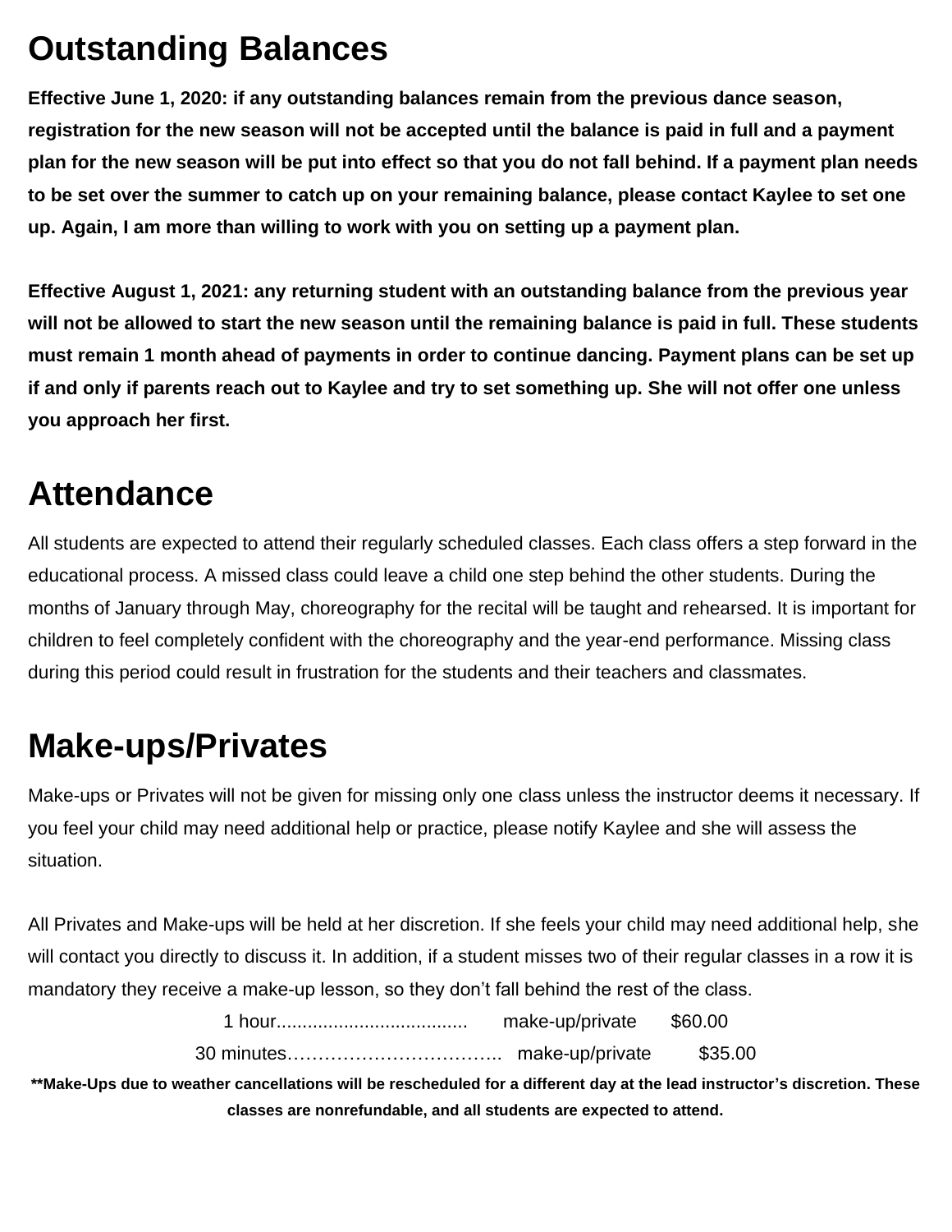# Outstanding Balances

**Effective June 1, 2020: if any outstanding balances remain from the previous dance season, registration for the new season will not be accepted until the balance is paid in full and a payment plan for the new season will be put into effect so that you do not fall behind. If a payment plan needs to be set over the summer to catch up on your remaining balance, please contact Kaylee to set one up. Again, I am more than willing to work with you on setting up a payment plan.**

**Effective August 1, 2021: any returning student with an outstanding balance from the previous year will not be allowed to start the new season until the remaining balance is paid in full. These students must remain 1 month ahead of payments in order to continue dancing. Payment plans can be set up if and only if parents reach out to Kaylee and try to set something up. She will not offer one unless you approach her first.**

# Attendance

All students are expected to attend their regularly scheduled classes. Each class offers a step forward in the educational process. A missed class could leave a child one step behind the other students. During the months of January through May, choreography for the recital will be taught and rehearsed. It is important for children to feel completely confident with the choreography and the year-end performance. Missing class during this period could result in frustration for the students and their teachers and classmates.

# Make-ups/Privates

Make-ups or Privates will not be given for missing only one class unless the instructor deems it necessary. If you feel your child may need additional help or practice, please notify Kaylee and she will assess the situation.

All Privates and Make-ups will be held at her discretion. If she feels your child may need additional help, she will contact you directly to discuss it. In addition, if a student misses two of their regular classes in a row it is mandatory they receive a make-up lesson, so they don't fall behind the rest of the class.

1 hour..................................... make-up/private $60.00

30 minutes…………………………….. make-up/private $35.00

**\*\*Make-Ups due to weather cancellations will be rescheduled for a different day at the lead instructor's discretion. These classes are nonrefundable, and all students are expected to attend.**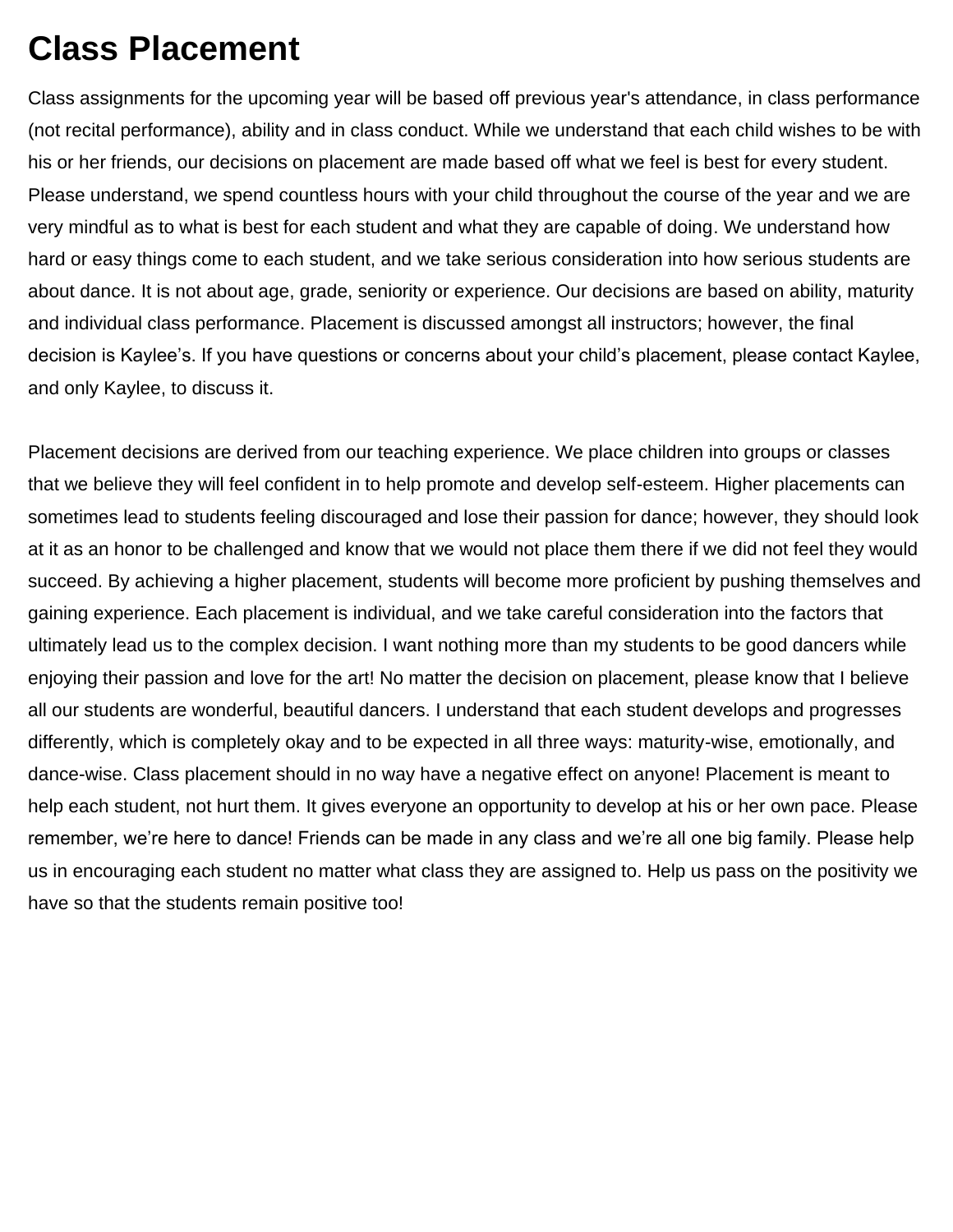# Class Placement

Class assignments for the upcoming year will be based off previous year's attendance, in class performance (not recital performance), ability and in class conduct. While we understand that each child wishes to be with his or her friends, our decisions on placement are made based off what we feel is best for every student. Please understand, we spend countless hours with your child throughout the course of the year and we are very mindful as to what is best for each student and what they are capable of doing. We understand how hard or easy things come to each student, and we take serious consideration into how serious students are about dance. It is not about age, grade, seniority or experience. Our decisions are based on ability, maturity and individual class performance. Placement is discussed amongst all instructors; however, the final decision is Kaylee's. If you have questions or concerns about your child's placement, please contact Kaylee, and only Kaylee, to discuss it.

Placement decisions are derived from our teaching experience. We place children into groups or classes that we believe they will feel confident in to help promote and develop self-esteem. Higher placements can sometimes lead to students feeling discouraged and lose their passion for dance; however, they should look at it as an honor to be challenged and know that we would not place them there if we did not feel they would succeed. By achieving a higher placement, students will become more proficient by pushing themselves and gaining experience. Each placement is individual, and we take careful consideration into the factors that ultimately lead us to the complex decision. I want nothing more than my students to be good dancers while enjoying their passion and love for the art! No matter the decision on placement, please know that I believe all our students are wonderful, beautiful dancers. I understand that each student develops and progresses differently, which is completely okay and to be expected in all three ways: maturity-wise, emotionally, and dance-wise. Class placement should in no way have a negative effect on anyone! Placement is meant to help each student, not hurt them. It gives everyone an opportunity to develop at his or her own pace. Please remember, we're here to dance! Friends can be made in any class and we're all one big family. Please help us in encouraging each student no matter what class they are assigned to. Help us pass on the positivity we have so that the students remain positive too!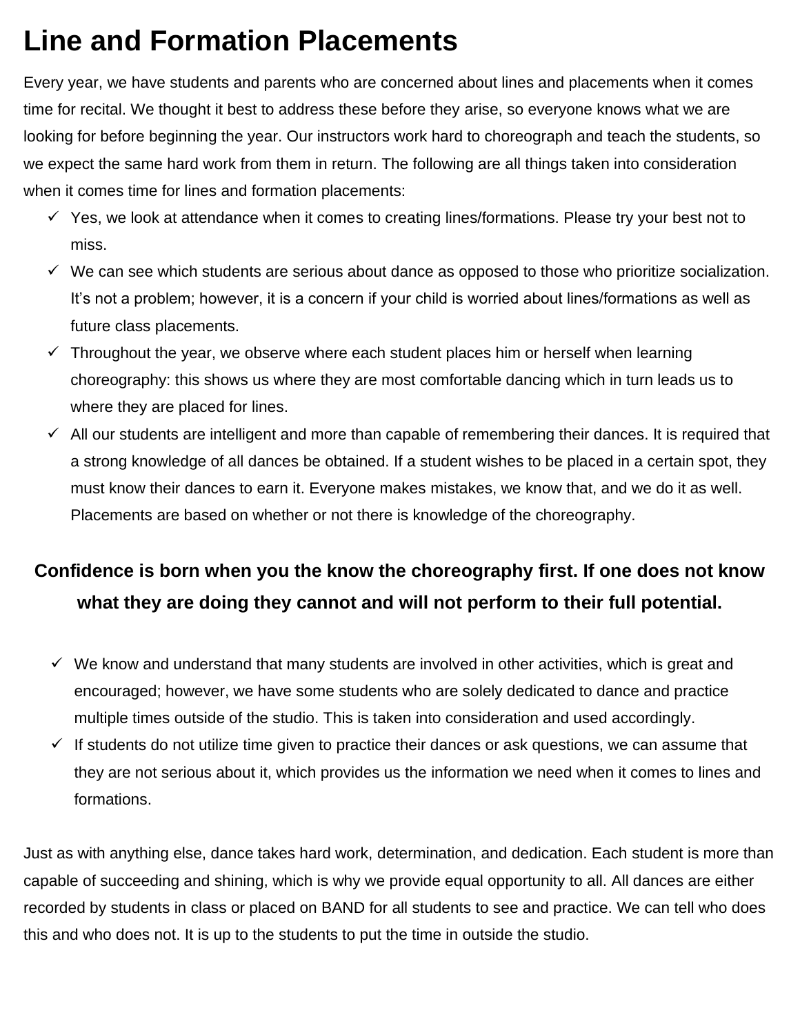# Line and Formation Placements

Every year, we have students and parents who are concerned about lines and placements when it comes time for recital. We thought it best to address these before they arise, so everyone knows what we are looking for before beginning the year. Our instructors work hard to choreograph and teach the students, so we expect the same hard work from them in return. The following are all things taken into consideration when it comes time for lines and formation placements:

- ✓ Yes, we look at attendance when it comes to creating lines/formations. Please try your best not to miss.
- ✓ We can see which students are serious about dance as opposed to those who prioritize socialization. It's not a problem; however, it is a concern if your child is worried about lines/formations as well as future class placements.
- ✓ Throughout the year, we observe where each student places him or herself when learning choreography: this shows us where they are most comfortable dancing which in turn leads us to where they are placed for lines.
- ✓ All our students are intelligent and more than capable of remembering their dances. It is required that a strong knowledge of all dances be obtained. If a student wishes to be placed in a certain spot, they must know their dances to earn it. Everyone makes mistakes, we know that, and we do it as well. Placements are based on whether or not there is knowledge of the choreography.

**Confidence is born when you the know the choreography first. If one does not know what they are doing they cannot and will not perform to their full potential.**

- ✓ We know and understand that many students are involved in other activities, which is great and encouraged; however, we have some students who are solely dedicated to dance and practice multiple times outside of the studio. This is taken into consideration and used accordingly.
- ✓ If students do not utilize time given to practice their dances or ask questions, we can assume that they are not serious about it, which provides us the information we need when it comes to lines and formations.

Just as with anything else, dance takes hard work, determination, and dedication. Each student is more than capable of succeeding and shining, which is why we provide equal opportunity to all. All dances are either recorded by students in class or placed on BAND for all students to see and practice. We can tell who does this and who does not. It is up to the students to put the time in outside the studio.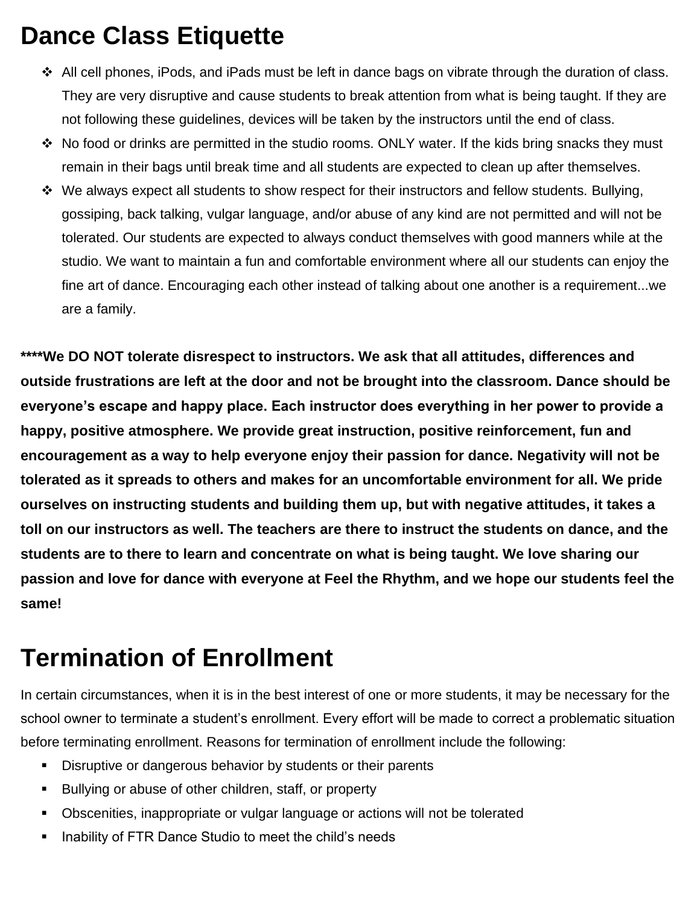# Dance Class Etiquette

- All cell phones, iPods, and iPads must be left in dance bags on vibrate through the duration of class. They are very disruptive and cause students to break attention from what is being taught. If they are not following these guidelines, devices will be taken by the instructors until the end of class.
- No food or drinks are permitted in the studio rooms. ONLY water. If the kids bring snacks they must remain in their bags until break time and all students are expected to clean up after themselves.
- We always expect all students to show respect for their instructors and fellow students. Bullying, gossiping, back talking, vulgar language, and/or abuse of any kind are not permitted and will not be tolerated. Our students are expected to always conduct themselves with good manners while at the studio. We want to maintain a fun and comfortable environment where all our students can enjoy the fine art of dance. Encouraging each other instead of talking about one another is a requirement...we are a family.

**\*\*\*\*We DO NOT tolerate disrespect to instructors. We ask that all attitudes, differences and outside frustrations are left at the door and not be brought into the classroom. Dance should be everyone's escape and happy place. Each instructor does everything in her power to provide a happy, positive atmosphere. We provide great instruction, positive reinforcement, fun and encouragement as a way to help everyone enjoy their passion for dance. Negativity will not be tolerated as it spreads to others and makes for an uncomfortable environment for all. We pride ourselves on instructing students and building them up, but with negative attitudes, it takes a toll on our instructors as well. The teachers are there to instruct the students on dance, and the students are to there to learn and concentrate on what is being taught. We love sharing our passion and love for dance with everyone at Feel the Rhythm, and we hope our students feel the same!**

# Termination of Enrollment

In certain circumstances, when it is in the best interest of one or more students, it may be necessary for the school owner to terminate a student's enrollment. Every effort will be made to correct a problematic situation before terminating enrollment. Reasons for termination of enrollment include the following:

- Disruptive or dangerous behavior by students or their parents
- Bullying or abuse of other children, staff, or property
- Obscenities, inappropriate or vulgar language or actions will not be tolerated
- Inability of FTR Dance Studio to meet the child's needs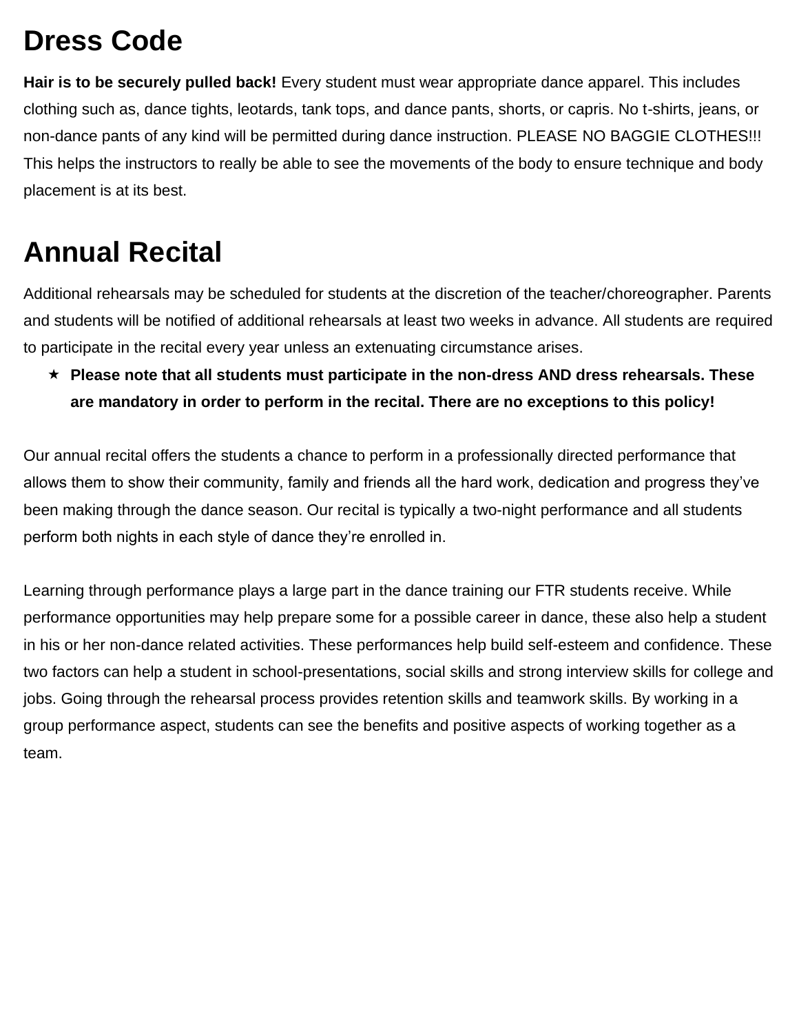# Dress Code

**Hair is to be securely pulled back!** Every student must wear appropriate dance apparel. This includes clothing such as, dance tights, leotards, tank tops, and dance pants, shorts, or capris. No t-shirts, jeans, or non-dance pants of any kind will be permitted during dance instruction. PLEASE NO BAGGIE CLOTHES!!! This helps the instructors to really be able to see the movements of the body to ensure technique and body placement is at its best.

# Annual Recital

Additional rehearsals may be scheduled for students at the discretion of the teacher/choreographer. Parents and students will be notified of additional rehearsals at least two weeks in advance. All students are required to participate in the recital every year unless an extenuating circumstance arises.

- ★ **Please note that all students must participate in the non-dress AND dress rehearsals. These are mandatory in order to perform in the recital. There are no exceptions to this policy!**

Our annual recital offers the students a chance to perform in a professionally directed performance that allows them to show their community, family and friends all the hard work, dedication and progress they've been making through the dance season. Our recital is typically a two-night performance and all students perform both nights in each style of dance they're enrolled in.

Learning through performance plays a large part in the dance training our FTR students receive. While performance opportunities may help prepare some for a possible career in dance, these also help a student in his or her non-dance related activities. These performances help build self-esteem and confidence. These two factors can help a student in school-presentations, social skills and strong interview skills for college and jobs. Going through the rehearsal process provides retention skills and teamwork skills. By working in a group performance aspect, students can see the benefits and positive aspects of working together as a team.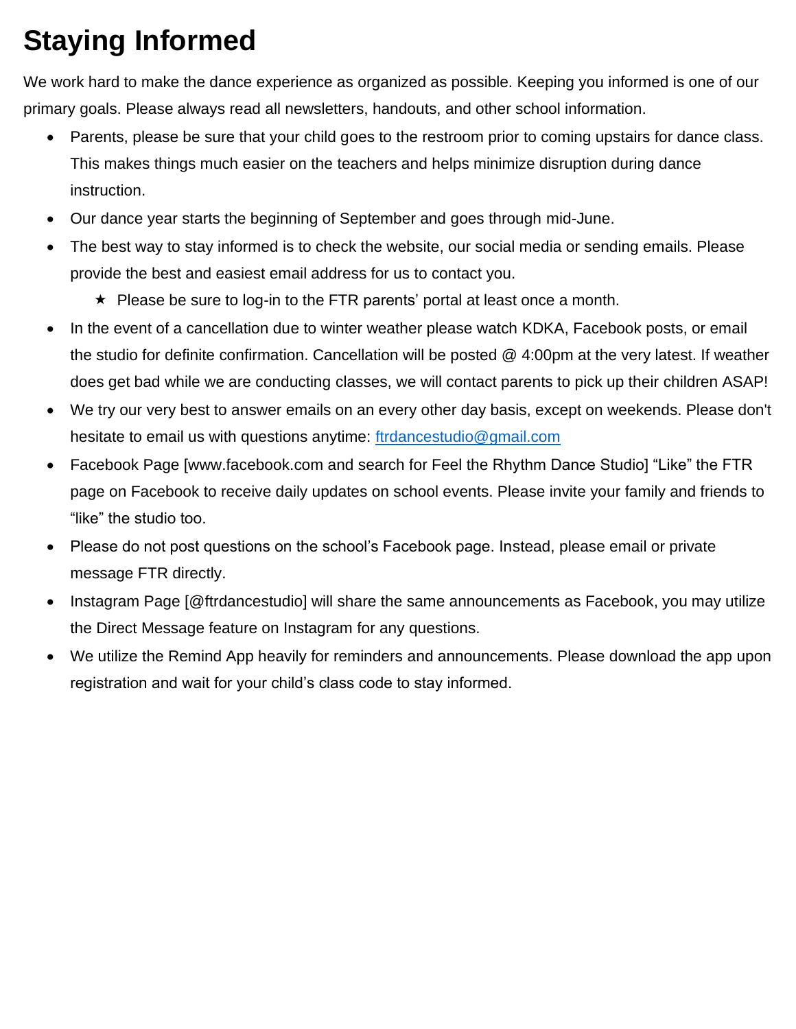# Staying Informed

We work hard to make the dance experience as organized as possible. Keeping you informed is one of our primary goals. Please always read all newsletters, handouts, and other school information.

- Parents, please be sure that your child goes to the restroom prior to coming upstairs for dance class. This makes things much easier on the teachers and helps minimize disruption during dance instruction.
- Our dance year starts the beginning of September and goes through mid-June.
- The best way to stay informed is to check the website, our social media or sending emails. Please provide the best and easiest email address for us to contact you.
    - ★ Please be sure to log-in to the FTR parents' portal at least once a month.
- In the event of a cancellation due to winter weather please watch KDKA, Facebook posts, or email the studio for definite confirmation. Cancellation will be posted @ 4:00pm at the very latest. If weather does get bad while we are conducting classes, we will contact parents to pick up their children ASAP!
- We try our very best to answer emails on an every other day basis, except on weekends. Please don't hesitate to email us with questions anytime: [ftrdancestudio@gmail.com](mailto:ftrdancestudio@gmail.com)
- Facebook Page [www.facebook.com and search for Feel the Rhythm Dance Studio] "Like" the FTR page on Facebook to receive daily updates on school events. Please invite your family and friends to "like" the studio too.
- Please do not post questions on the school's Facebook page. Instead, please email or private message FTR directly.
- Instagram Page [@ftrdancestudio] will share the same announcements as Facebook, you may utilize the Direct Message feature on Instagram for any questions.
- We utilize the Remind App heavily for reminders and announcements. Please download the app upon registration and wait for your child's class code to stay informed.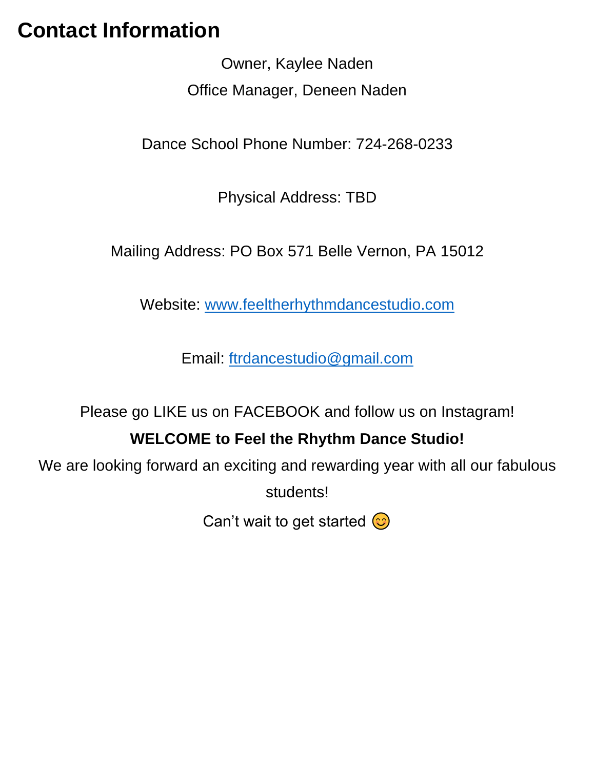## Contact Information

Owner, Kaylee Naden

Office Manager, Deneen Naden

Dance School Phone Number: 724-268-0233

Physical Address: TBD

Mailing Address: PO Box 571 Belle Vernon, PA 15012

Website: www.feeltherhythmdancestudio.com

Email: ftrdancestudio@gmail.com

Please go LIKE us on FACEBOOK and follow us on Instagram!

**WELCOME to Feel the Rhythm Dance Studio!**

We are looking forward an exciting and rewarding year with all our fabulous students!

Can't wait to get started 😊